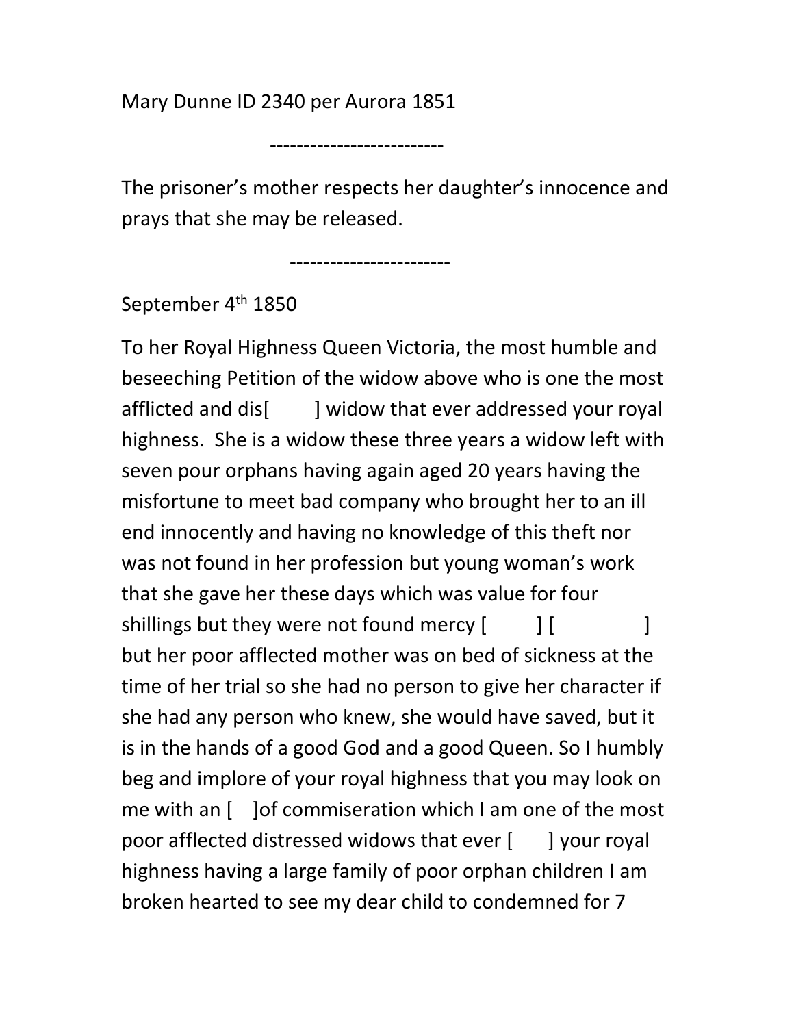Mary Dunne ID 2340 per Aurora 1851

--------------------------

The prisoner's mother respects her daughter's innocence and prays that she may be released.

------------------------

September 4th 1850

To her Royal Highness Queen Victoria, the most humble and beseeching Petition of the widow above who is one the most afflicted and dis[ ] widow that ever addressed your royal highness. She is a widow these three years a widow left with seven pour orphans having again aged 20 years having the misfortune to meet bad company who brought her to an ill end innocently and having no knowledge of this theft nor was not found in her profession but young woman's work that she gave her these days which was value for four shillings but they were not found mercy [ ] [ ] but her poor afflected mother was on bed of sickness at the time of her trial so she had no person to give her character if she had any person who knew, she would have saved, but it is in the hands of a good God and a good Queen. So I humbly beg and implore of your royal highness that you may look on me with an [ ]of commiseration which I am one of the most poor afflected distressed widows that ever [ ] your royal highness having a large family of poor orphan children I am broken hearted to see my dear child to condemned for 7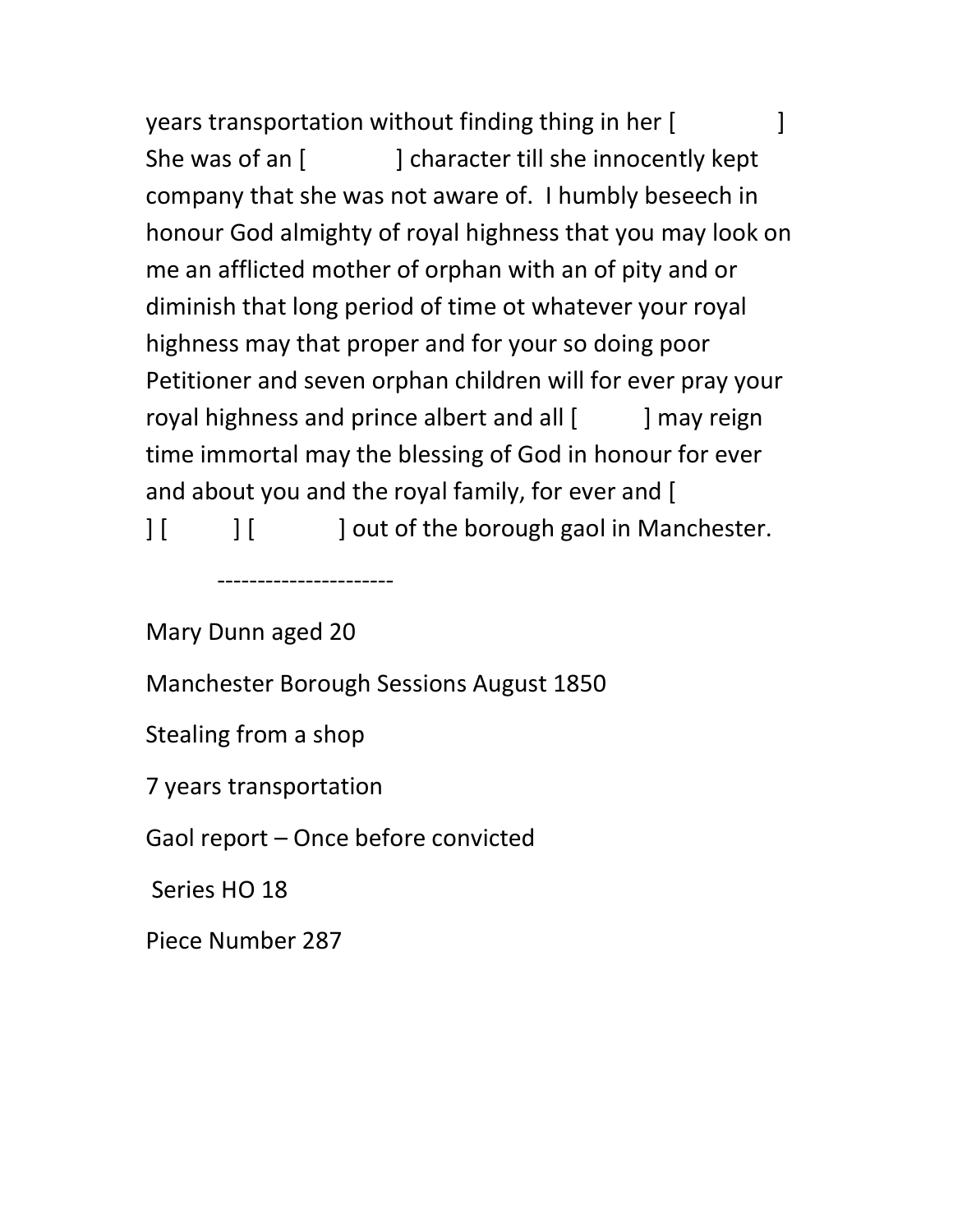years transportation without finding thing in her [ ] She was of an [ ] character till she innocently kept company that she was not aware of. I humbly beseech in honour God almighty of royal highness that you may look on me an afflicted mother of orphan with an of pity and or diminish that long period of time ot whatever your royal highness may that proper and for your so doing poor Petitioner and seven orphan children will for ever pray your royal highness and prince albert and all [ ] may reign time immortal may the blessing of God in honour for ever and about you and the royal family, for ever and [ ] [ ] [ ] out of the borough gaol in Manchester.

----------------------

Mary Dunn aged 20

Manchester Borough Sessions August 1850

Stealing from a shop

7 years transportation

Gaol report – Once before convicted

Series HO 18

Piece Number 287